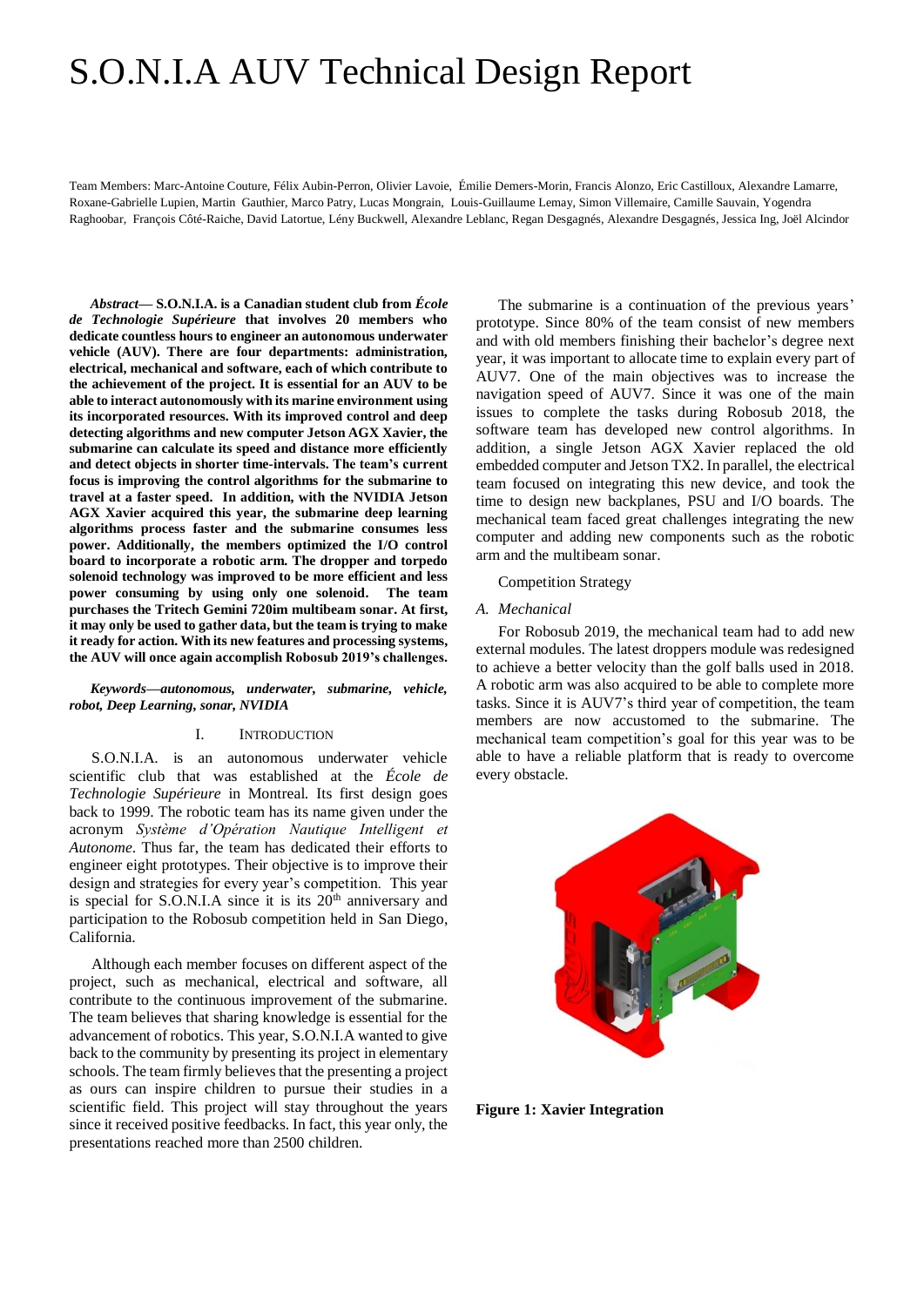# S.O.N.I.A AUV Technical Design Report

Team Members: Marc-Antoine Couture, Félix Aubin-Perron, Olivier Lavoie, Émilie Demers-Morin, Francis Alonzo, Eric Castilloux, Alexandre Lamarre, Roxane-Gabrielle Lupien, Martin Gauthier, Marco Patry, Lucas Mongrain, Louis-Guillaume Lemay, Simon Villemaire, Camille Sauvain, Yogendra Raghoobar, François Côté-Raiche, David Latortue, Lény Buckwell, Alexandre Leblanc, Regan Desgagnés, Alexandre Desgagnés, Jessica Ing, Joël Alcindor

***Abstract*— S.O.N.I.A. is a Canadian student club from *École de Technologie Supérieure* that involves 20 members who dedicate countless hours to engineer an autonomous underwater vehicle (AUV). There are four departments: administration, electrical, mechanical and software, each of which contribute to the achievement of the project. It is essential for an AUV to be able to interact autonomously with its marine environment using its incorporated resources. With its improved control and deep detecting algorithms and new computer Jetson AGX Xavier, the submarine can calculate its speed and distance more efficiently and detect objects in shorter time-intervals. The team's current focus is improving the control algorithms for the submarine to travel at a faster speed. In addition, with the NVIDIA Jetson AGX Xavier acquired this year, the submarine deep learning algorithms process faster and the submarine consumes less power. Additionally, the members optimized the I/O control board to incorporate a robotic arm. The dropper and torpedo solenoid technology was improved to be more efficient and less power consuming by using only one solenoid. The team purchases the Tritech Gemini 720im multibeam sonar. At first, it may only be used to gather data, but the team is trying to make it ready for action. With its new features and processing systems, the AUV will once again accomplish Robosub 2019's challenges.**

***Keywords—autonomous, underwater, submarine, vehicle, robot, Deep Learning, sonar, NVIDIA***

## I. Introduction

S.O.N.I.A. is an autonomous underwater vehicle scientific club that was established at the *École de Technologie Supérieure* in Montreal. Its first design goes back to 1999. The robotic team has its name given under the acronym *Système d'Opération Nautique Intelligent et Autonome*. Thus far, the team has dedicated their efforts to engineer eight prototypes. Their objective is to improve their design and strategies for every year's competition. This year is special for S.O.N.I.A since it is its 20th anniversary and participation to the Robosub competition held in San Diego, California.

Although each member focuses on different aspect of the project, such as mechanical, electrical and software, all contribute to the continuous improvement of the submarine. The team believes that sharing knowledge is essential for the advancement of robotics. This year, S.O.N.I.A wanted to give back to the community by presenting its project in elementary schools. The team firmly believes that the presenting a project as ours can inspire children to pursue their studies in a scientific field. This project will stay throughout the years since it received positive feedbacks. In fact, this year only, the presentations reached more than 2500 children.

The submarine is a continuation of the previous years' prototype. Since 80% of the team consist of new members and with old members finishing their bachelor's degree next year, it was important to allocate time to explain every part of AUV7. One of the main objectives was to increase the navigation speed of AUV7. Since it was one of the main issues to complete the tasks during Robosub 2018, the software team has developed new control algorithms. In addition, a single Jetson AGX Xavier replaced the old embedded computer and Jetson TX2. In parallel, the electrical team focused on integrating this new device, and took the time to design new backplanes, PSU and I/O boards. The mechanical team faced great challenges integrating the new computer and adding new components such as the robotic arm and the multibeam sonar.

Competition Strategy

### *A. Mechanical*

For Robosub 2019, the mechanical team had to add new external modules. The latest droppers module was redesigned to achieve a better velocity than the golf balls used in 2018. A robotic arm was also acquired to be able to complete more tasks. Since it is AUV7's third year of competition, the team members are now accustomed to the submarine. The mechanical team competition's goal for this year was to be able to have a reliable platform that is ready to overcome every obstacle.

**Figure 1: Xavier Integration**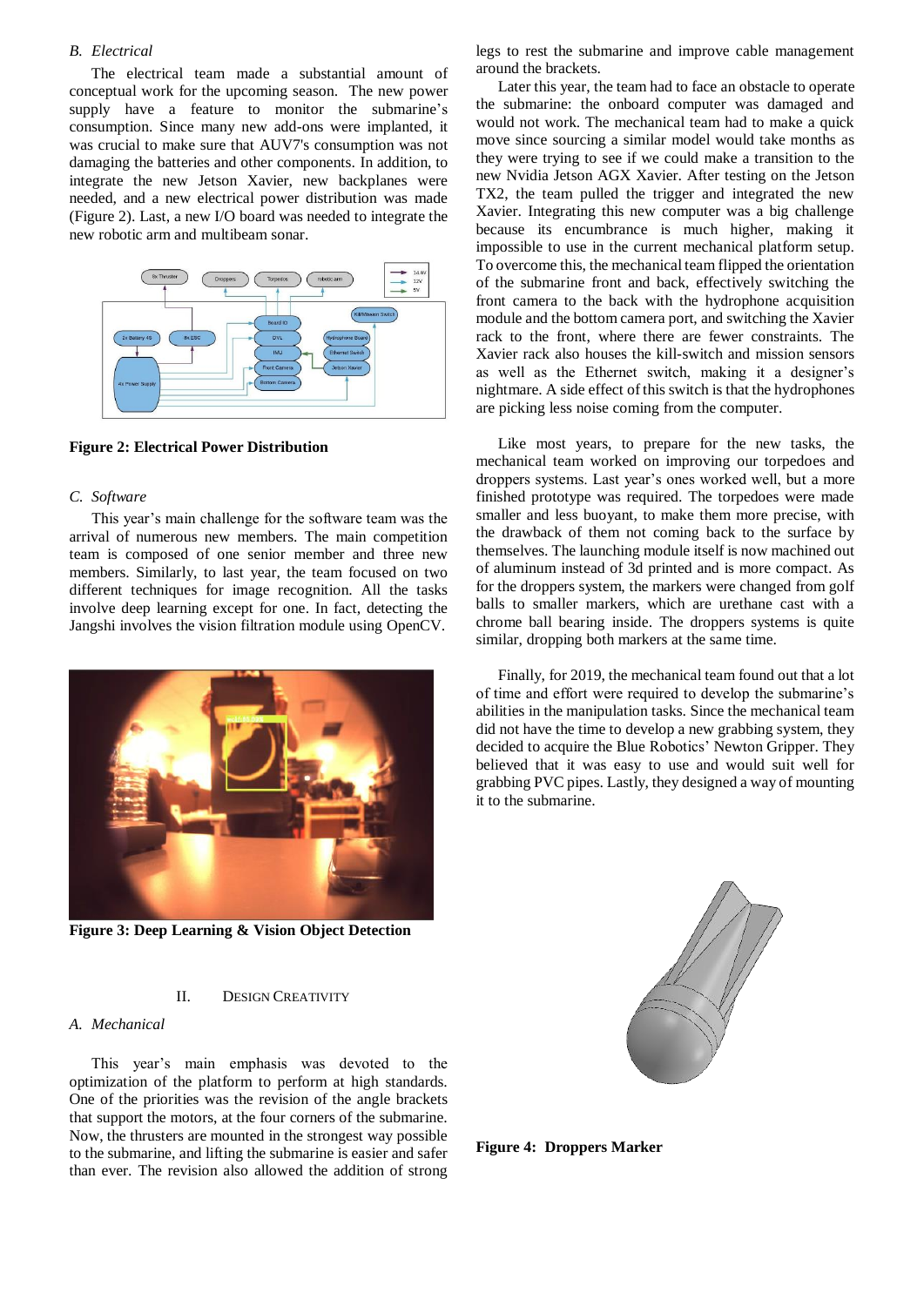## B. Electrical

The electrical team made a substantial amount of conceptual work for the upcoming season. The new power supply have a feature to monitor the submarine's consumption. Since many new add-ons were implanted, it was crucial to make sure that AUV7's consumption was not damaging the batteries and other components. In addition, to integrate the new Jetson Xavier, new backplanes were needed, and a new electrical power distribution was made (Figure 2). Last, a new I/O board was needed to integrate the new robotic arm and multibeam sonar.

**Figure 2: Electrical Power Distribution**

## C. Software

This year's main challenge for the software team was the arrival of numerous new members. The main competition team is composed of one senior member and three new members. Similarly, to last year, the team focused on two different techniques for image recognition. All the tasks involve deep learning except for one. In fact, detecting the Jangshi involves the vision filtration module using OpenCV.

**Figure 3: Deep Learning & Vision Object Detection**

# II. Design Creativity

## A. Mechanical

This year's main emphasis was devoted to the optimization of the platform to perform at high standards. One of the priorities was the revision of the angle brackets that support the motors, at the four corners of the submarine. Now, the thrusters are mounted in the strongest way possible to the submarine, and lifting the submarine is easier and safer than ever. The revision also allowed the addition of strong legs to rest the submarine and improve cable management around the brackets.

Later this year, the team had to face an obstacle to operate the submarine: the onboard computer was damaged and would not work. The mechanical team had to make a quick move since sourcing a similar model would take months as they were trying to see if we could make a transition to the new Nvidia Jetson AGX Xavier. After testing on the Jetson TX2, the team pulled the trigger and integrated the new Xavier. Integrating this new computer was a big challenge because its encumbrance is much higher, making it impossible to use in the current mechanical platform setup. To overcome this, the mechanical team flipped the orientation of the submarine front and back, effectively switching the front camera to the back with the hydrophone acquisition module and the bottom camera port, and switching the Xavier rack to the front, where there are fewer constraints. The Xavier rack also houses the kill-switch and mission sensors as well as the Ethernet switch, making it a designer's nightmare. A side effect of this switch is that the hydrophones are picking less noise coming from the computer.

Like most years, to prepare for the new tasks, the mechanical team worked on improving our torpedoes and droppers systems. Last year's ones worked well, but a more finished prototype was required. The torpedoes were made smaller and less buoyant, to make them more precise, with the drawback of them not coming back to the surface by themselves. The launching module itself is now machined out of aluminum instead of 3d printed and is more compact. As for the droppers system, the markers were changed from golf balls to smaller markers, which are urethane cast with a chrome ball bearing inside. The droppers systems is quite similar, dropping both markers at the same time.

Finally, for 2019, the mechanical team found out that a lot of time and effort were required to develop the submarine's abilities in the manipulation tasks. Since the mechanical team did not have the time to develop a new grabbing system, they decided to acquire the Blue Robotics' Newton Gripper. They believed that it was easy to use and would suit well for grabbing PVC pipes. Lastly, they designed a way of mounting it to the submarine.

**Figure 4: Droppers Marker**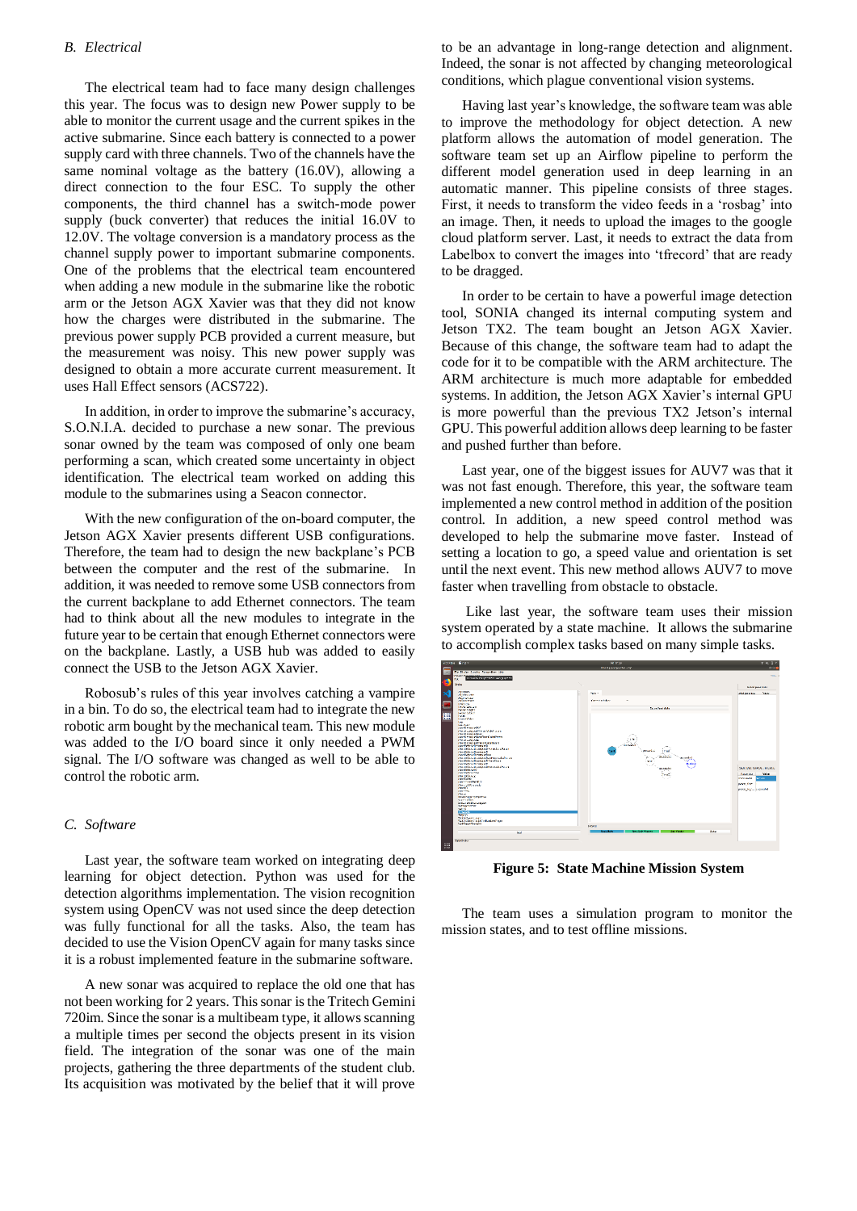## B. Electrical

The electrical team had to face many design challenges this year. The focus was to design new Power supply to be able to monitor the current usage and the current spikes in the active submarine. Since each battery is connected to a power supply card with three channels. Two of the channels have the same nominal voltage as the battery (16.0V), allowing a direct connection to the four ESC. To supply the other components, the third channel has a switch-mode power supply (buck converter) that reduces the initial 16.0V to 12.0V. The voltage conversion is a mandatory process as the channel supply power to important submarine components. One of the problems that the electrical team encountered when adding a new module in the submarine like the robotic arm or the Jetson AGX Xavier was that they did not know how the charges were distributed in the submarine. The previous power supply PCB provided a current measure, but the measurement was noisy. This new power supply was designed to obtain a more accurate current measurement. It uses Hall Effect sensors (ACS722).

In addition, in order to improve the submarine's accuracy, S.O.N.I.A. decided to purchase a new sonar. The previous sonar owned by the team was composed of only one beam performing a scan, which created some uncertainty in object identification. The electrical team worked on adding this module to the submarines using a Seacon connector.

With the new configuration of the on-board computer, the Jetson AGX Xavier presents different USB configurations. Therefore, the team had to design the new backplane's PCB between the computer and the rest of the submarine. In addition, it was needed to remove some USB connectors from the current backplane to add Ethernet connectors. The team had to think about all the new modules to integrate in the future year to be certain that enough Ethernet connectors were on the backplane. Lastly, a USB hub was added to easily connect the USB to the Jetson AGX Xavier.

Robosub's rules of this year involves catching a vampire in a bin. To do so, the electrical team had to integrate the new robotic arm bought by the mechanical team. This new module was added to the I/O board since it only needed a PWM signal. The I/O software was changed as well to be able to control the robotic arm.

## C. Software

Last year, the software team worked on integrating deep learning for object detection. Python was used for the detection algorithms implementation. The vision recognition system using OpenCV was not used since the deep detection was fully functional for all the tasks. Also, the team has decided to use the Vision OpenCV again for many tasks since it is a robust implemented feature in the submarine software.

A new sonar was acquired to replace the old one that has not been working for 2 years. This sonar is the Tritech Gemini 720im. Since the sonar is a multibeam type, it allows scanning a multiple times per second the objects present in its vision field. The integration of the sonar was one of the main projects, gathering the three departments of the student club. Its acquisition was motivated by the belief that it will prove to be an advantage in long-range detection and alignment. Indeed, the sonar is not affected by changing meteorological conditions, which plague conventional vision systems.

Having last year's knowledge, the software team was able to improve the methodology for object detection. A new platform allows the automation of model generation. The software team set up an Airflow pipeline to perform the different model generation used in deep learning in an automatic manner. This pipeline consists of three stages. First, it needs to transform the video feeds in a 'rosbag' into an image. Then, it needs to upload the images to the google cloud platform server. Last, it needs to extract the data from Labelbox to convert the images into 'tfrecord' that are ready to be dragged.

In order to be certain to have a powerful image detection tool, SONIA changed its internal computing system and Jetson TX2. The team bought an Jetson AGX Xavier. Because of this change, the software team had to adapt the code for it to be compatible with the ARM architecture. The ARM architecture is much more adaptable for embedded systems. In addition, the Jetson AGX Xavier's internal GPU is more powerful than the previous TX2 Jetson's internal GPU. This powerful addition allows deep learning to be faster and pushed further than before.

Last year, one of the biggest issues for AUV7 was that it was not fast enough. Therefore, this year, the software team implemented a new control method in addition of the position control. In addition, a new speed control method was developed to help the submarine move faster. Instead of setting a location to go, a speed value and orientation is set until the next event. This new method allows AUV7 to move faster when travelling from obstacle to obstacle.

Like last year, the software team uses their mission system operated by a state machine. It allows the submarine to accomplish complex tasks based on many simple tasks.

**Figure 5: State Machine Mission System**

The team uses a simulation program to monitor the mission states, and to test offline missions.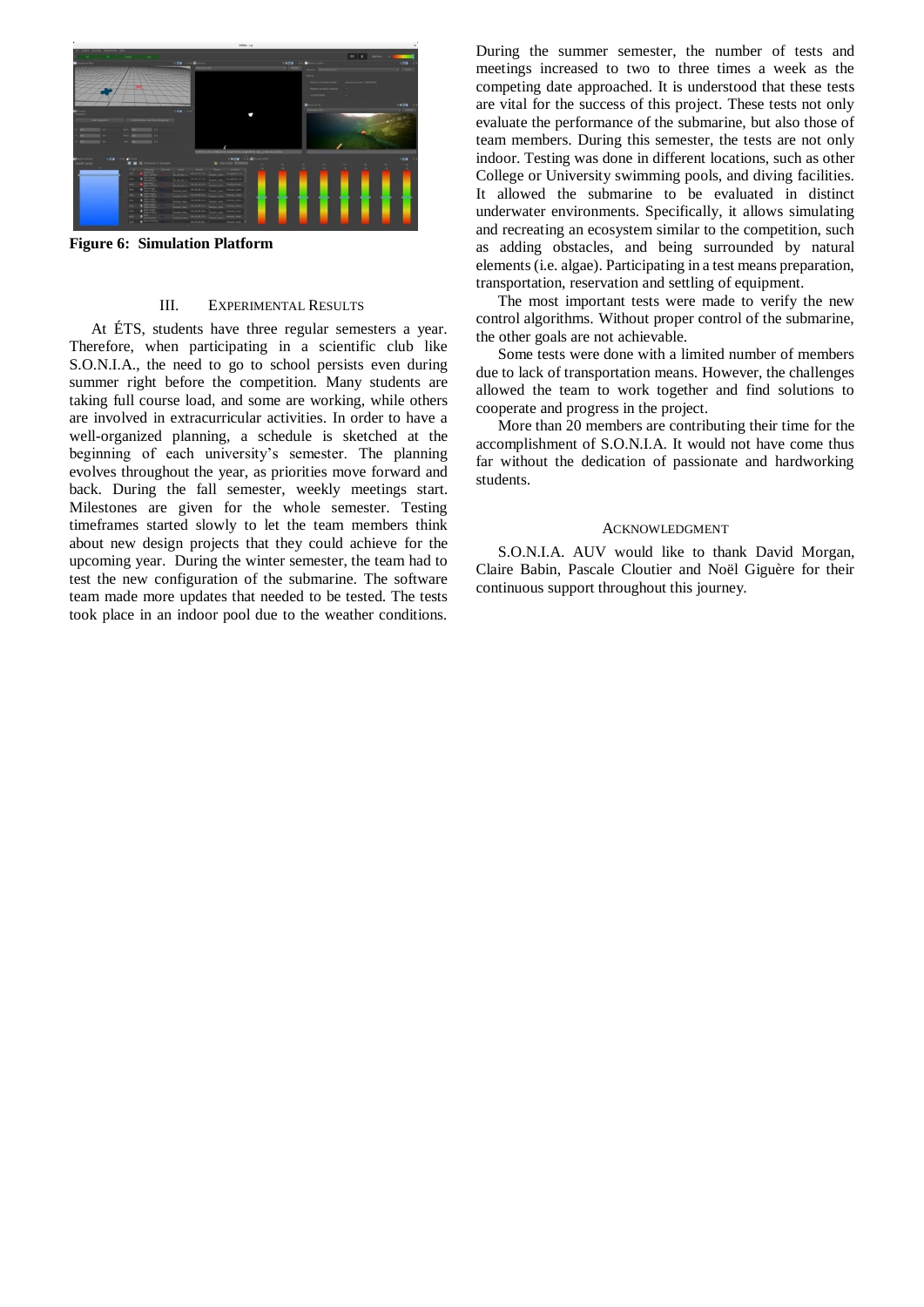**Figure 6: Simulation Platform**

## III. Experimental Results

At ÉTS, students have three regular semesters a year. Therefore, when participating in a scientific club like S.O.N.I.A., the need to go to school persists even during summer right before the competition. Many students are taking full course load, and some are working, while others are involved in extracurricular activities. In order to have a well-organized planning, a schedule is sketched at the beginning of each university's semester. The planning evolves throughout the year, as priorities move forward and back. During the fall semester, weekly meetings start. Milestones are given for the whole semester. Testing timeframes started slowly to let the team members think about new design projects that they could achieve for the upcoming year. During the winter semester, the team had to test the new configuration of the submarine. The software team made more updates that needed to be tested. The tests took place in an indoor pool due to the weather conditions. During the summer semester, the number of tests and meetings increased to two to three times a week as the competing date approached. It is understood that these tests are vital for the success of this project. These tests not only evaluate the performance of the submarine, but also those of team members. During this semester, the tests are not only indoor. Testing was done in different locations, such as other College or University swimming pools, and diving facilities. It allowed the submarine to be evaluated in distinct underwater environments. Specifically, it allows simulating and recreating an ecosystem similar to the competition, such as adding obstacles, and being surrounded by natural elements (i.e. algae). Participating in a test means preparation, transportation, reservation and settling of equipment.

The most important tests were made to verify the new control algorithms. Without proper control of the submarine, the other goals are not achievable.

Some tests were done with a limited number of members due to lack of transportation means. However, the challenges allowed the team to work together and find solutions to cooperate and progress in the project.

More than 20 members are contributing their time for the accomplishment of S.O.N.I.A. It would not have come thus far without the dedication of passionate and hardworking students.

## Acknowledgment

S.O.N.I.A. AUV would like to thank David Morgan, Claire Babin, Pascale Cloutier and Noël Giguère for their continuous support throughout this journey.